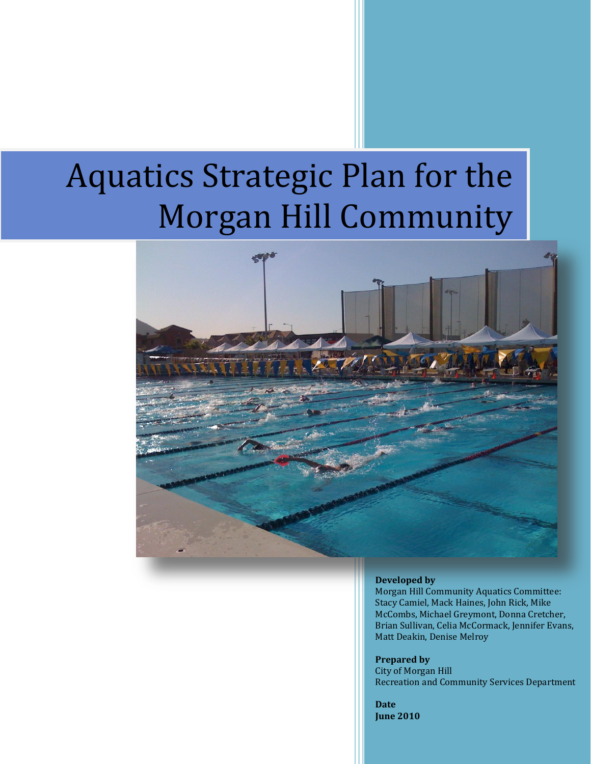# Aquatics Strategic Plan for the Morgan Hill Community

**Developed by**
Morgan Hill Community Aquatics Committee: Stacy Camiel, Mack Haines, John Rick, Mike McCombs, Michael Greymont, Donna Cretcher, Brian Sullivan, Celia McCormack, Jennifer Evans, Matt Deakin, Denise Melroy

**Prepared by**
City of Morgan Hill
Recreation and Community Services Department

**Date**
**June 2010**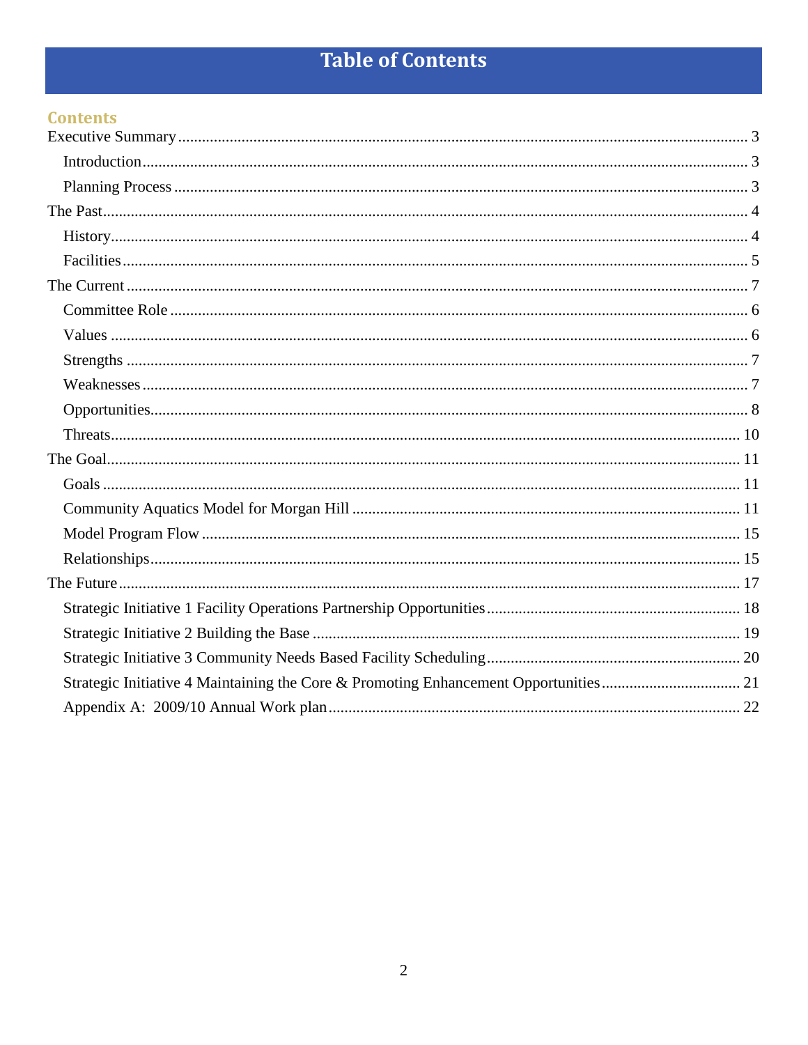# Table of Contents

## Contents

- Executive Summary ... 3
  - Introduction ... 3
  - Planning Process ... 3
- The Past ... 4
  - History ... 4
  - Facilities ... 5
- The Current ... 7
  - Committee Role ... 6
  - Values ... 6
  - Strengths ... 7
  - Weaknesses ... 7
  - Opportunities ... 8
  - Threats ... 10
- The Goal ... 11
  - Goals ... 11
  - Community Aquatics Model for Morgan Hill ... 11
  - Model Program Flow ... 15
  - Relationships ... 15
- The Future ... 17
  - Strategic Initiative 1 Facility Operations Partnership Opportunities ... 18
  - Strategic Initiative 2 Building the Base ... 19
  - Strategic Initiative 3 Community Needs Based Facility Scheduling ... 20
  - Strategic Initiative 4 Maintaining the Core & Promoting Enhancement Opportunities ... 21
  - Appendix A: 2009/10 Annual Work plan ... 22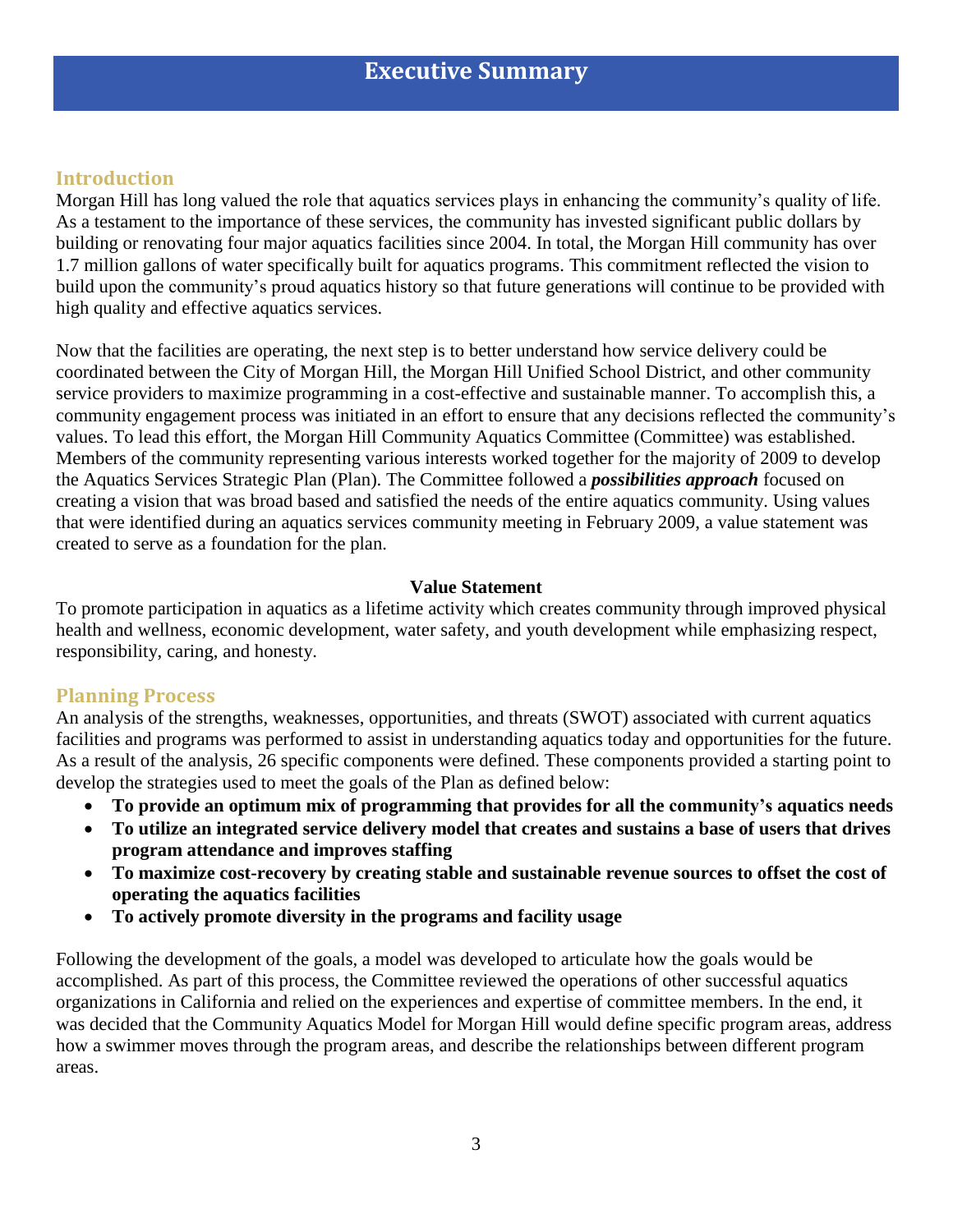# Executive Summary

## Introduction

Morgan Hill has long valued the role that aquatics services plays in enhancing the community's quality of life. As a testament to the importance of these services, the community has invested significant public dollars by building or renovating four major aquatics facilities since 2004. In total, the Morgan Hill community has over 1.7 million gallons of water specifically built for aquatics programs. This commitment reflected the vision to build upon the community's proud aquatics history so that future generations will continue to be provided with high quality and effective aquatics services.

Now that the facilities are operating, the next step is to better understand how service delivery could be coordinated between the City of Morgan Hill, the Morgan Hill Unified School District, and other community service providers to maximize programming in a cost-effective and sustainable manner. To accomplish this, a community engagement process was initiated in an effort to ensure that any decisions reflected the community's values. To lead this effort, the Morgan Hill Community Aquatics Committee (Committee) was established. Members of the community representing various interests worked together for the majority of 2009 to develop the Aquatics Services Strategic Plan (Plan). The Committee followed a ***possibilities approach*** focused on creating a vision that was broad based and satisfied the needs of the entire aquatics community. Using values that were identified during an aquatics services community meeting in February 2009, a value statement was created to serve as a foundation for the plan.

**Value Statement**

To promote participation in aquatics as a lifetime activity which creates community through improved physical health and wellness, economic development, water safety, and youth development while emphasizing respect, responsibility, caring, and honesty.

## Planning Process

An analysis of the strengths, weaknesses, opportunities, and threats (SWOT) associated with current aquatics facilities and programs was performed to assist in understanding aquatics today and opportunities for the future. As a result of the analysis, 26 specific components were defined. These components provided a starting point to develop the strategies used to meet the goals of the Plan as defined below:

- **To provide an optimum mix of programming that provides for all the community's aquatics needs**
- **To utilize an integrated service delivery model that creates and sustains a base of users that drives program attendance and improves staffing**
- **To maximize cost-recovery by creating stable and sustainable revenue sources to offset the cost of operating the aquatics facilities**
- **To actively promote diversity in the programs and facility usage**

Following the development of the goals, a model was developed to articulate how the goals would be accomplished. As part of this process, the Committee reviewed the operations of other successful aquatics organizations in California and relied on the experiences and expertise of committee members. In the end, it was decided that the Community Aquatics Model for Morgan Hill would define specific program areas, address how a swimmer moves through the program areas, and describe the relationships between different program areas.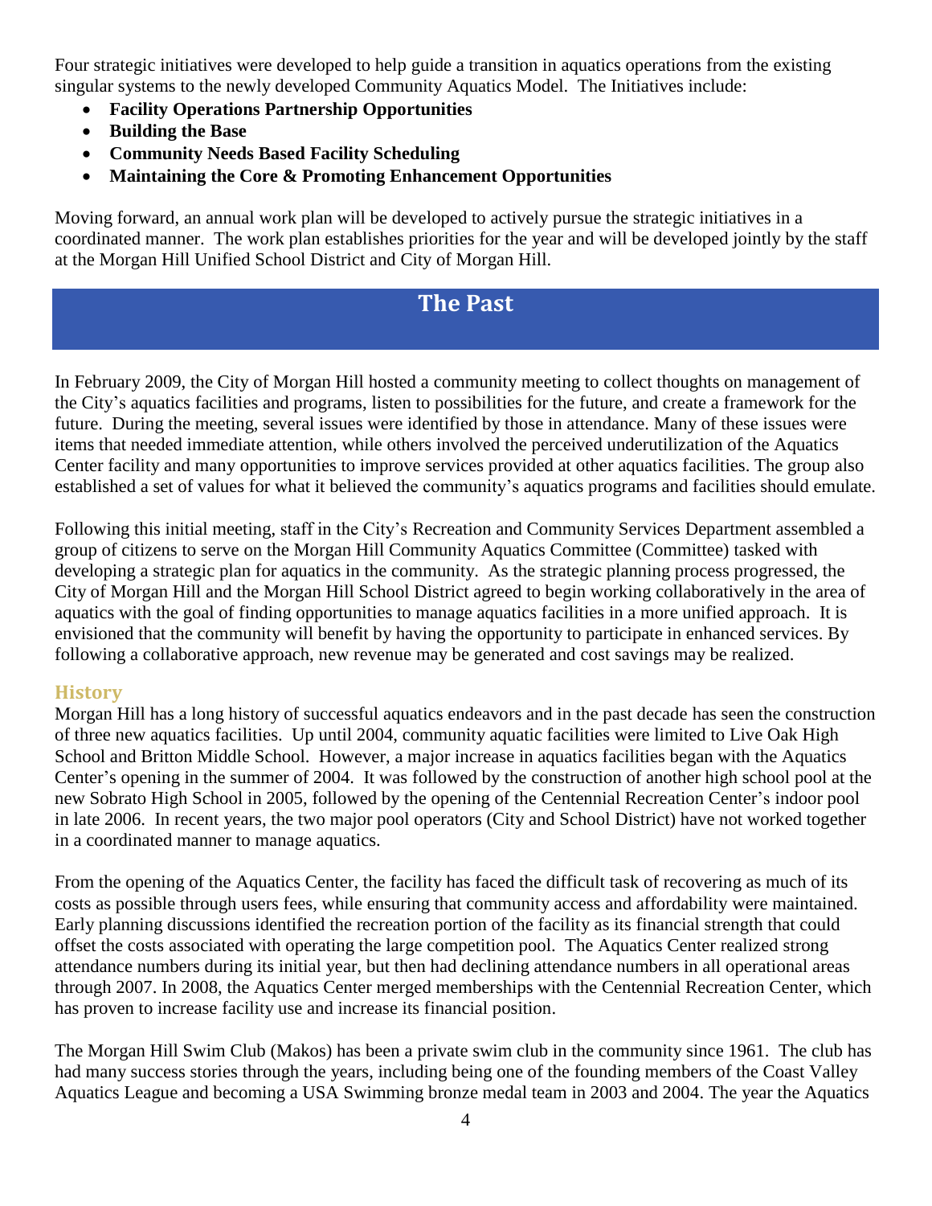Four strategic initiatives were developed to help guide a transition in aquatics operations from the existing singular systems to the newly developed Community Aquatics Model. The Initiatives include:

- **Facility Operations Partnership Opportunities**
- **Building the Base**
- **Community Needs Based Facility Scheduling**
- **Maintaining the Core & Promoting Enhancement Opportunities**

Moving forward, an annual work plan will be developed to actively pursue the strategic initiatives in a coordinated manner. The work plan establishes priorities for the year and will be developed jointly by the staff at the Morgan Hill Unified School District and City of Morgan Hill.

## The Past

In February 2009, the City of Morgan Hill hosted a community meeting to collect thoughts on management of the City's aquatics facilities and programs, listen to possibilities for the future, and create a framework for the future. During the meeting, several issues were identified by those in attendance. Many of these issues were items that needed immediate attention, while others involved the perceived underutilization of the Aquatics Center facility and many opportunities to improve services provided at other aquatics facilities. The group also established a set of values for what it believed the community's aquatics programs and facilities should emulate.

Following this initial meeting, staff in the City's Recreation and Community Services Department assembled a group of citizens to serve on the Morgan Hill Community Aquatics Committee (Committee) tasked with developing a strategic plan for aquatics in the community. As the strategic planning process progressed, the City of Morgan Hill and the Morgan Hill School District agreed to begin working collaboratively in the area of aquatics with the goal of finding opportunities to manage aquatics facilities in a more unified approach. It is envisioned that the community will benefit by having the opportunity to participate in enhanced services. By following a collaborative approach, new revenue may be generated and cost savings may be realized.

### History

Morgan Hill has a long history of successful aquatics endeavors and in the past decade has seen the construction of three new aquatics facilities. Up until 2004, community aquatic facilities were limited to Live Oak High School and Britton Middle School. However, a major increase in aquatics facilities began with the Aquatics Center's opening in the summer of 2004. It was followed by the construction of another high school pool at the new Sobrato High School in 2005, followed by the opening of the Centennial Recreation Center's indoor pool in late 2006. In recent years, the two major pool operators (City and School District) have not worked together in a coordinated manner to manage aquatics.

From the opening of the Aquatics Center, the facility has faced the difficult task of recovering as much of its costs as possible through users fees, while ensuring that community access and affordability were maintained. Early planning discussions identified the recreation portion of the facility as its financial strength that could offset the costs associated with operating the large competition pool. The Aquatics Center realized strong attendance numbers during its initial year, but then had declining attendance numbers in all operational areas through 2007. In 2008, the Aquatics Center merged memberships with the Centennial Recreation Center, which has proven to increase facility use and increase its financial position.

The Morgan Hill Swim Club (Makos) has been a private swim club in the community since 1961. The club has had many success stories through the years, including being one of the founding members of the Coast Valley Aquatics League and becoming a USA Swimming bronze medal team in 2003 and 2004. The year the Aquatics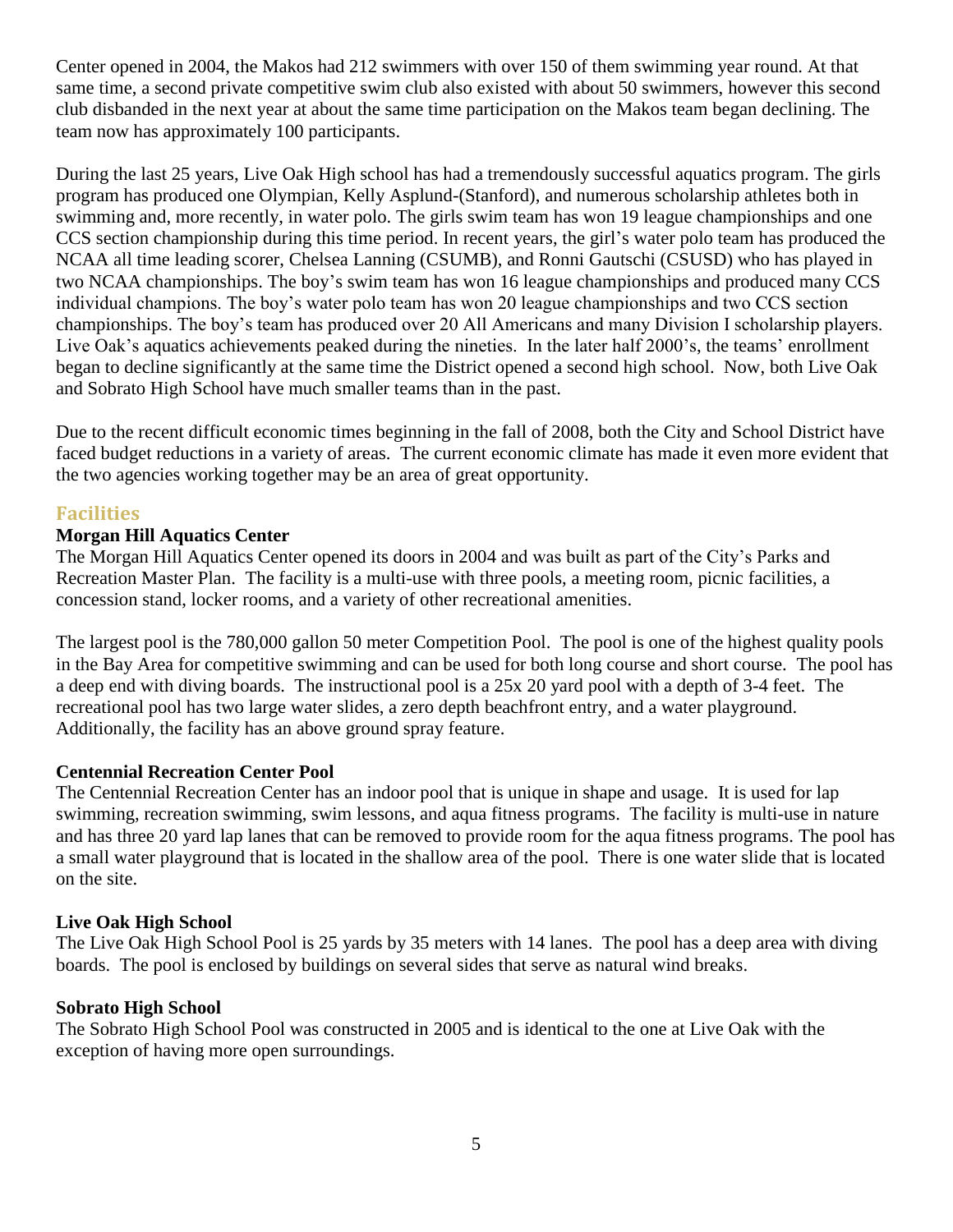Center opened in 2004, the Makos had 212 swimmers with over 150 of them swimming year round. At that same time, a second private competitive swim club also existed with about 50 swimmers, however this second club disbanded in the next year at about the same time participation on the Makos team began declining. The team now has approximately 100 participants.

During the last 25 years, Live Oak High school has had a tremendously successful aquatics program. The girls program has produced one Olympian, Kelly Asplund-(Stanford), and numerous scholarship athletes both in swimming and, more recently, in water polo. The girls swim team has won 19 league championships and one CCS section championship during this time period. In recent years, the girl's water polo team has produced the NCAA all time leading scorer, Chelsea Lanning (CSUMB), and Ronni Gautschi (CSUSD) who has played in two NCAA championships. The boy's swim team has won 16 league championships and produced many CCS individual champions. The boy's water polo team has won 20 league championships and two CCS section championships. The boy's team has produced over 20 All Americans and many Division I scholarship players. Live Oak's aquatics achievements peaked during the nineties. In the later half 2000's, the teams' enrollment began to decline significantly at the same time the District opened a second high school. Now, both Live Oak and Sobrato High School have much smaller teams than in the past.

Due to the recent difficult economic times beginning in the fall of 2008, both the City and School District have faced budget reductions in a variety of areas. The current economic climate has made it even more evident that the two agencies working together may be an area of great opportunity.

## Facilities

### Morgan Hill Aquatics Center

The Morgan Hill Aquatics Center opened its doors in 2004 and was built as part of the City's Parks and Recreation Master Plan. The facility is a multi-use with three pools, a meeting room, picnic facilities, a concession stand, locker rooms, and a variety of other recreational amenities.

The largest pool is the 780,000 gallon 50 meter Competition Pool. The pool is one of the highest quality pools in the Bay Area for competitive swimming and can be used for both long course and short course. The pool has a deep end with diving boards. The instructional pool is a 25x 20 yard pool with a depth of 3-4 feet. The recreational pool has two large water slides, a zero depth beachfront entry, and a water playground. Additionally, the facility has an above ground spray feature.

### Centennial Recreation Center Pool

The Centennial Recreation Center has an indoor pool that is unique in shape and usage. It is used for lap swimming, recreation swimming, swim lessons, and aqua fitness programs. The facility is multi-use in nature and has three 20 yard lap lanes that can be removed to provide room for the aqua fitness programs. The pool has a small water playground that is located in the shallow area of the pool. There is one water slide that is located on the site.

### Live Oak High School

The Live Oak High School Pool is 25 yards by 35 meters with 14 lanes. The pool has a deep area with diving boards. The pool is enclosed by buildings on several sides that serve as natural wind breaks.

### Sobrato High School

The Sobrato High School Pool was constructed in 2005 and is identical to the one at Live Oak with the exception of having more open surroundings.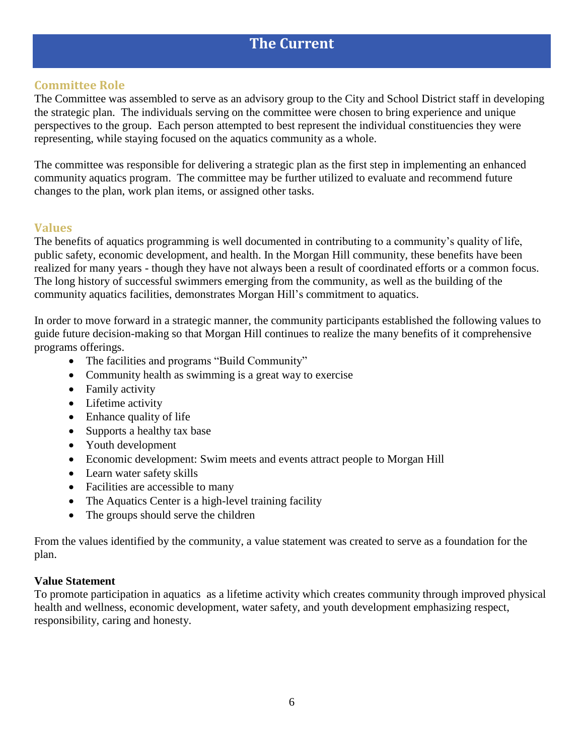# The Current

## Committee Role

The Committee was assembled to serve as an advisory group to the City and School District staff in developing the strategic plan. The individuals serving on the committee were chosen to bring experience and unique perspectives to the group. Each person attempted to best represent the individual constituencies they were representing, while staying focused on the aquatics community as a whole.

The committee was responsible for delivering a strategic plan as the first step in implementing an enhanced community aquatics program. The committee may be further utilized to evaluate and recommend future changes to the plan, work plan items, or assigned other tasks.

## Values

The benefits of aquatics programming is well documented in contributing to a community's quality of life, public safety, economic development, and health. In the Morgan Hill community, these benefits have been realized for many years - though they have not always been a result of coordinated efforts or a common focus. The long history of successful swimmers emerging from the community, as well as the building of the community aquatics facilities, demonstrates Morgan Hill's commitment to aquatics.

In order to move forward in a strategic manner, the community participants established the following values to guide future decision-making so that Morgan Hill continues to realize the many benefits of it comprehensive programs offerings.

- The facilities and programs "Build Community"
- Community health as swimming is a great way to exercise
- Family activity
- Lifetime activity
- Enhance quality of life
- Supports a healthy tax base
- Youth development
- Economic development: Swim meets and events attract people to Morgan Hill
- Learn water safety skills
- Facilities are accessible to many
- The Aquatics Center is a high-level training facility
- The groups should serve the children

From the values identified by the community, a value statement was created to serve as a foundation for the plan.

**Value Statement**

To promote participation in aquatics as a lifetime activity which creates community through improved physical health and wellness, economic development, water safety, and youth development emphasizing respect, responsibility, caring and honesty.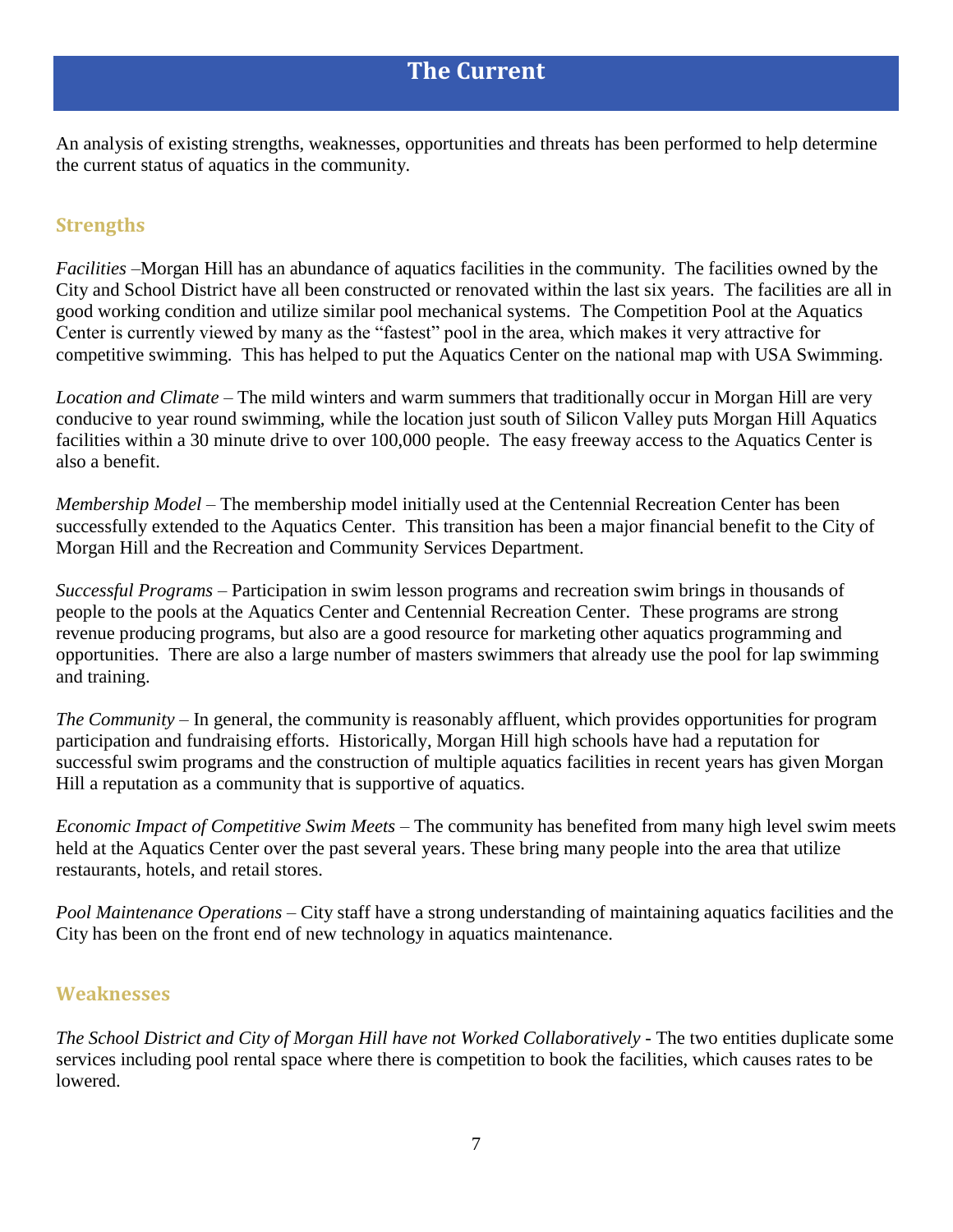# The Current

An analysis of existing strengths, weaknesses, opportunities and threats has been performed to help determine the current status of aquatics in the community.

## Strengths

*Facilities* –Morgan Hill has an abundance of aquatics facilities in the community. The facilities owned by the City and School District have all been constructed or renovated within the last six years. The facilities are all in good working condition and utilize similar pool mechanical systems. The Competition Pool at the Aquatics Center is currently viewed by many as the "fastest" pool in the area, which makes it very attractive for competitive swimming. This has helped to put the Aquatics Center on the national map with USA Swimming.

*Location and Climate* – The mild winters and warm summers that traditionally occur in Morgan Hill are very conducive to year round swimming, while the location just south of Silicon Valley puts Morgan Hill Aquatics facilities within a 30 minute drive to over 100,000 people. The easy freeway access to the Aquatics Center is also a benefit.

*Membership Model* – The membership model initially used at the Centennial Recreation Center has been successfully extended to the Aquatics Center. This transition has been a major financial benefit to the City of Morgan Hill and the Recreation and Community Services Department.

*Successful Programs* – Participation in swim lesson programs and recreation swim brings in thousands of people to the pools at the Aquatics Center and Centennial Recreation Center. These programs are strong revenue producing programs, but also are a good resource for marketing other aquatics programming and opportunities. There are also a large number of masters swimmers that already use the pool for lap swimming and training.

*The Community* – In general, the community is reasonably affluent, which provides opportunities for program participation and fundraising efforts. Historically, Morgan Hill high schools have had a reputation for successful swim programs and the construction of multiple aquatics facilities in recent years has given Morgan Hill a reputation as a community that is supportive of aquatics.

*Economic Impact of Competitive Swim Meets* – The community has benefited from many high level swim meets held at the Aquatics Center over the past several years. These bring many people into the area that utilize restaurants, hotels, and retail stores.

*Pool Maintenance Operations* – City staff have a strong understanding of maintaining aquatics facilities and the City has been on the front end of new technology in aquatics maintenance.

## Weaknesses

*The School District and City of Morgan Hill have not Worked Collaboratively* - The two entities duplicate some services including pool rental space where there is competition to book the facilities, which causes rates to be lowered.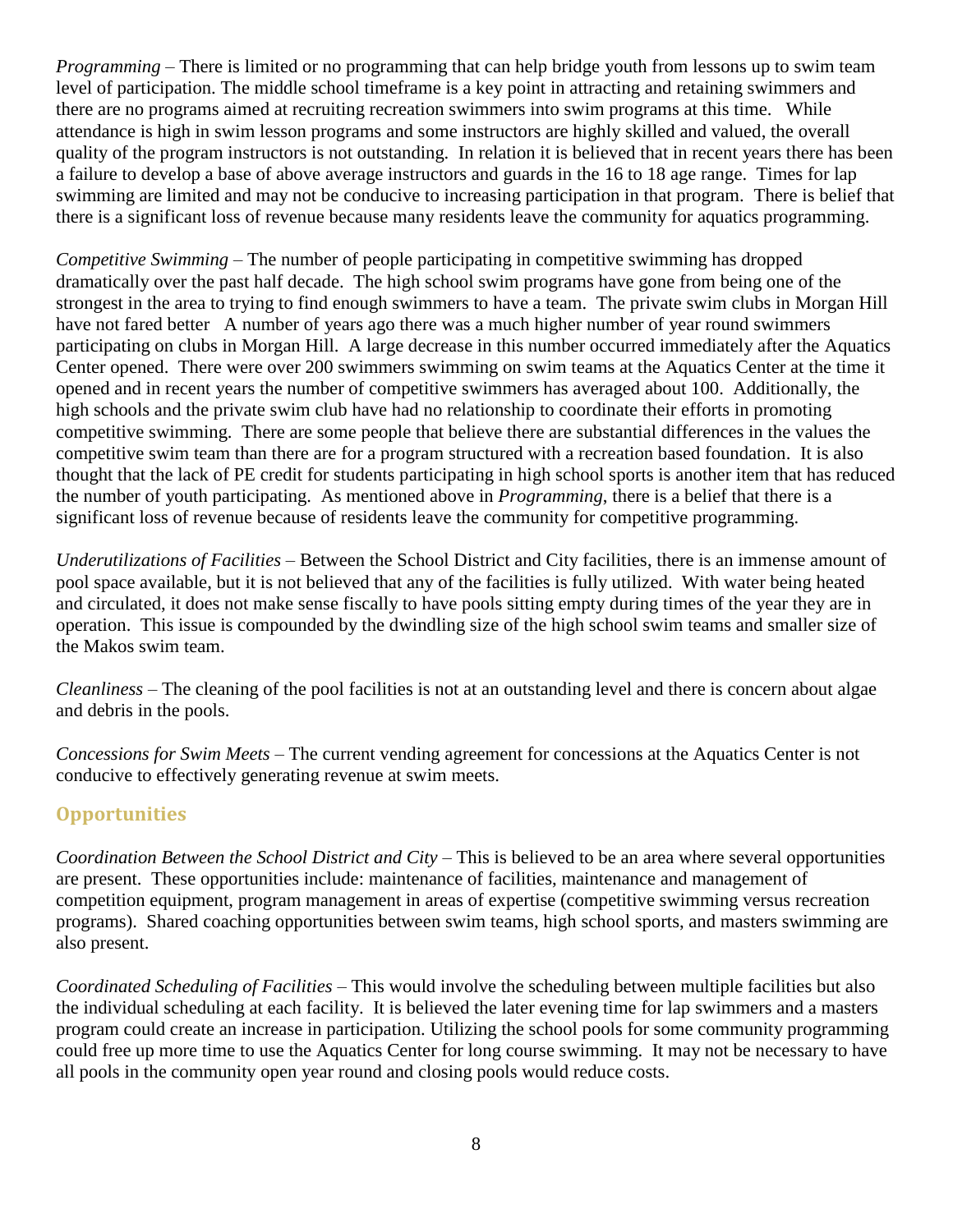*Programming* – There is limited or no programming that can help bridge youth from lessons up to swim team level of participation. The middle school timeframe is a key point in attracting and retaining swimmers and there are no programs aimed at recruiting recreation swimmers into swim programs at this time. While attendance is high in swim lesson programs and some instructors are highly skilled and valued, the overall quality of the program instructors is not outstanding. In relation it is believed that in recent years there has been a failure to develop a base of above average instructors and guards in the 16 to 18 age range. Times for lap swimming are limited and may not be conducive to increasing participation in that program. There is belief that there is a significant loss of revenue because many residents leave the community for aquatics programming.

*Competitive Swimming* – The number of people participating in competitive swimming has dropped dramatically over the past half decade. The high school swim programs have gone from being one of the strongest in the area to trying to find enough swimmers to have a team. The private swim clubs in Morgan Hill have not fared better A number of years ago there was a much higher number of year round swimmers participating on clubs in Morgan Hill. A large decrease in this number occurred immediately after the Aquatics Center opened. There were over 200 swimmers swimming on swim teams at the Aquatics Center at the time it opened and in recent years the number of competitive swimmers has averaged about 100. Additionally, the high schools and the private swim club have had no relationship to coordinate their efforts in promoting competitive swimming. There are some people that believe there are substantial differences in the values the competitive swim team than there are for a program structured with a recreation based foundation. It is also thought that the lack of PE credit for students participating in high school sports is another item that has reduced the number of youth participating. As mentioned above in *Programming*, there is a belief that there is a significant loss of revenue because of residents leave the community for competitive programming.

*Underutilizations of Facilities* – Between the School District and City facilities, there is an immense amount of pool space available, but it is not believed that any of the facilities is fully utilized. With water being heated and circulated, it does not make sense fiscally to have pools sitting empty during times of the year they are in operation. This issue is compounded by the dwindling size of the high school swim teams and smaller size of the Makos swim team.

*Cleanliness* – The cleaning of the pool facilities is not at an outstanding level and there is concern about algae and debris in the pools.

*Concessions for Swim Meets* – The current vending agreement for concessions at the Aquatics Center is not conducive to effectively generating revenue at swim meets.

## Opportunities

*Coordination Between the School District and City* – This is believed to be an area where several opportunities are present. These opportunities include: maintenance of facilities, maintenance and management of competition equipment, program management in areas of expertise (competitive swimming versus recreation programs). Shared coaching opportunities between swim teams, high school sports, and masters swimming are also present.

*Coordinated Scheduling of Facilities* – This would involve the scheduling between multiple facilities but also the individual scheduling at each facility. It is believed the later evening time for lap swimmers and a masters program could create an increase in participation. Utilizing the school pools for some community programming could free up more time to use the Aquatics Center for long course swimming. It may not be necessary to have all pools in the community open year round and closing pools would reduce costs.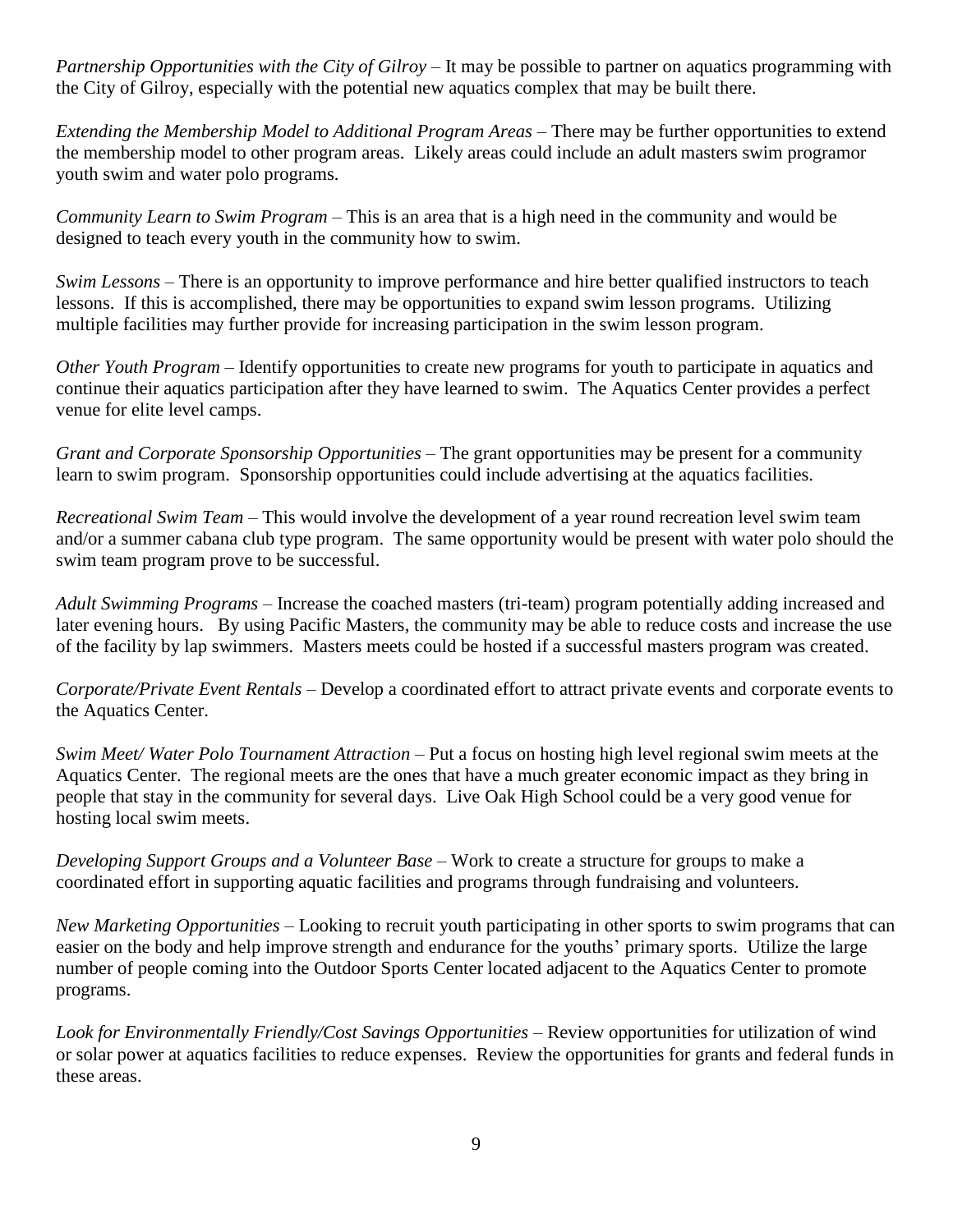*Partnership Opportunities with the City of Gilroy* – It may be possible to partner on aquatics programming with the City of Gilroy, especially with the potential new aquatics complex that may be built there.

*Extending the Membership Model to Additional Program Areas* – There may be further opportunities to extend the membership model to other program areas. Likely areas could include an adult masters swim programor youth swim and water polo programs.

*Community Learn to Swim Program* – This is an area that is a high need in the community and would be designed to teach every youth in the community how to swim.

*Swim Lessons* – There is an opportunity to improve performance and hire better qualified instructors to teach lessons. If this is accomplished, there may be opportunities to expand swim lesson programs. Utilizing multiple facilities may further provide for increasing participation in the swim lesson program.

*Other Youth Program* – Identify opportunities to create new programs for youth to participate in aquatics and continue their aquatics participation after they have learned to swim. The Aquatics Center provides a perfect venue for elite level camps.

*Grant and Corporate Sponsorship Opportunities* – The grant opportunities may be present for a community learn to swim program. Sponsorship opportunities could include advertising at the aquatics facilities.

*Recreational Swim Team* – This would involve the development of a year round recreation level swim team and/or a summer cabana club type program. The same opportunity would be present with water polo should the swim team program prove to be successful.

*Adult Swimming Programs* – Increase the coached masters (tri-team) program potentially adding increased and later evening hours. By using Pacific Masters, the community may be able to reduce costs and increase the use of the facility by lap swimmers. Masters meets could be hosted if a successful masters program was created.

*Corporate/Private Event Rentals* – Develop a coordinated effort to attract private events and corporate events to the Aquatics Center.

*Swim Meet/ Water Polo Tournament Attraction* – Put a focus on hosting high level regional swim meets at the Aquatics Center. The regional meets are the ones that have a much greater economic impact as they bring in people that stay in the community for several days. Live Oak High School could be a very good venue for hosting local swim meets.

*Developing Support Groups and a Volunteer Base* – Work to create a structure for groups to make a coordinated effort in supporting aquatic facilities and programs through fundraising and volunteers.

*New Marketing Opportunities* – Looking to recruit youth participating in other sports to swim programs that can easier on the body and help improve strength and endurance for the youths' primary sports. Utilize the large number of people coming into the Outdoor Sports Center located adjacent to the Aquatics Center to promote programs.

*Look for Environmentally Friendly/Cost Savings Opportunities* – Review opportunities for utilization of wind or solar power at aquatics facilities to reduce expenses. Review the opportunities for grants and federal funds in these areas.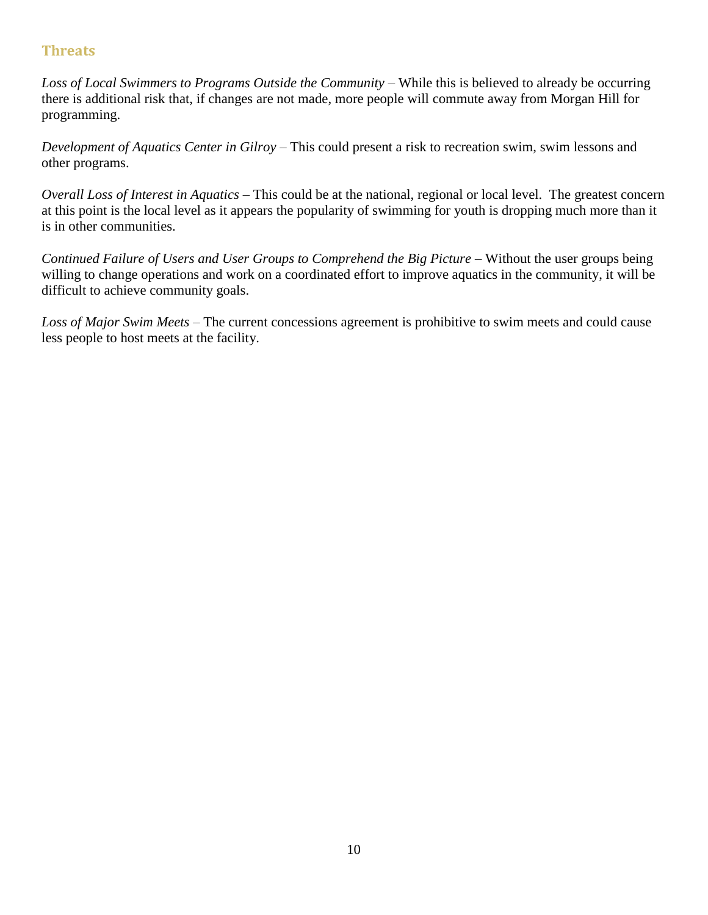## Threats

*Loss of Local Swimmers to Programs Outside the Community* – While this is believed to already be occurring there is additional risk that, if changes are not made, more people will commute away from Morgan Hill for programming.

*Development of Aquatics Center in Gilroy* – This could present a risk to recreation swim, swim lessons and other programs.

*Overall Loss of Interest in Aquatics* – This could be at the national, regional or local level. The greatest concern at this point is the local level as it appears the popularity of swimming for youth is dropping much more than it is in other communities.

*Continued Failure of Users and User Groups to Comprehend the Big Picture* – Without the user groups being willing to change operations and work on a coordinated effort to improve aquatics in the community, it will be difficult to achieve community goals.

*Loss of Major Swim Meets* – The current concessions agreement is prohibitive to swim meets and could cause less people to host meets at the facility.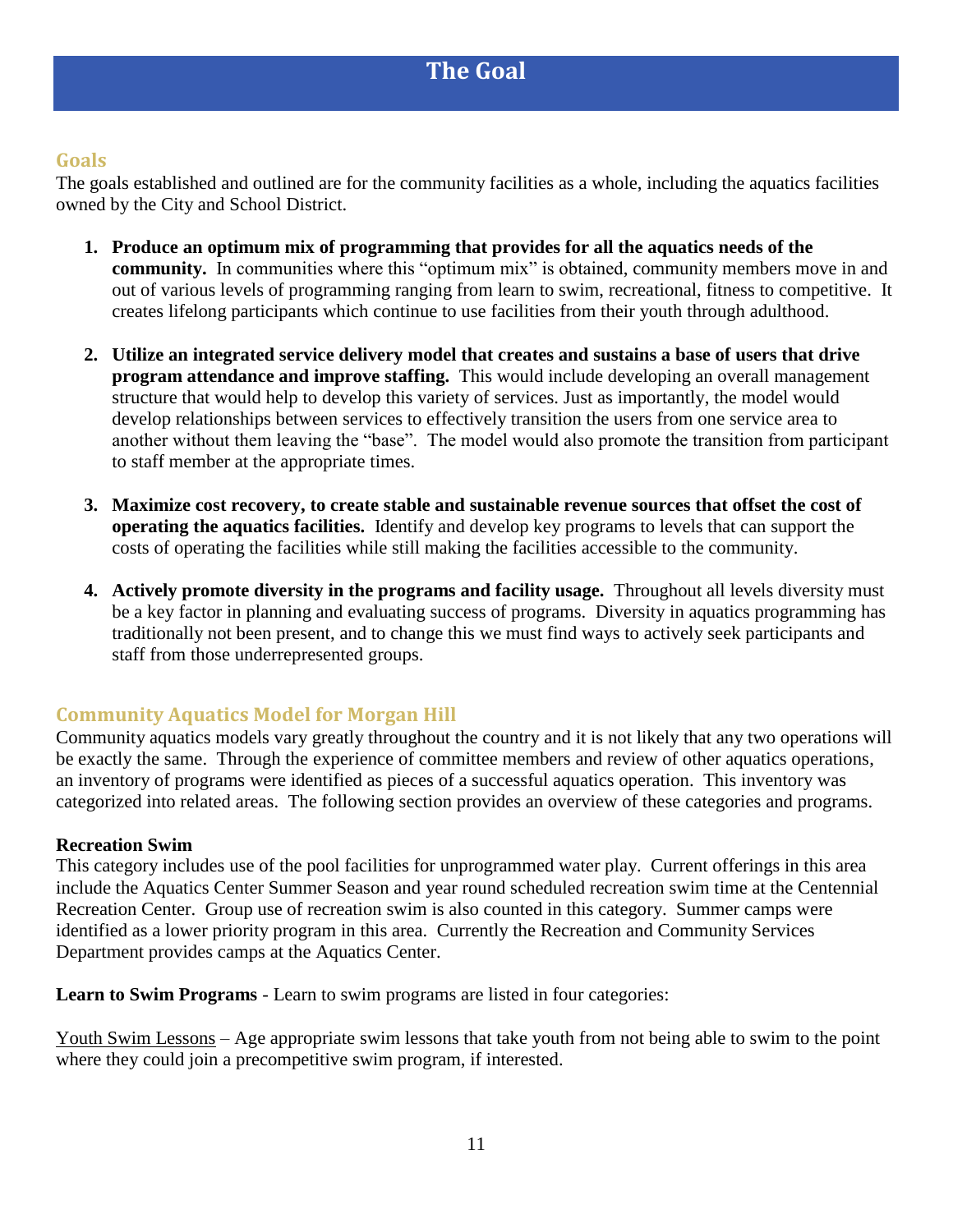# The Goal

## Goals

The goals established and outlined are for the community facilities as a whole, including the aquatics facilities owned by the City and School District.

1. **Produce an optimum mix of programming that provides for all the aquatics needs of the community.** In communities where this "optimum mix" is obtained, community members move in and out of various levels of programming ranging from learn to swim, recreational, fitness to competitive. It creates lifelong participants which continue to use facilities from their youth through adulthood.

2. **Utilize an integrated service delivery model that creates and sustains a base of users that drive program attendance and improve staffing.** This would include developing an overall management structure that would help to develop this variety of services. Just as importantly, the model would develop relationships between services to effectively transition the users from one service area to another without them leaving the "base". The model would also promote the transition from participant to staff member at the appropriate times.

3. **Maximize cost recovery, to create stable and sustainable revenue sources that offset the cost of operating the aquatics facilities.** Identify and develop key programs to levels that can support the costs of operating the facilities while still making the facilities accessible to the community.

4. **Actively promote diversity in the programs and facility usage.** Throughout all levels diversity must be a key factor in planning and evaluating success of programs. Diversity in aquatics programming has traditionally not been present, and to change this we must find ways to actively seek participants and staff from those underrepresented groups.

## Community Aquatics Model for Morgan Hill

Community aquatics models vary greatly throughout the country and it is not likely that any two operations will be exactly the same. Through the experience of committee members and review of other aquatics operations, an inventory of programs were identified as pieces of a successful aquatics operation. This inventory was categorized into related areas. The following section provides an overview of these categories and programs.

**Recreation Swim**

This category includes use of the pool facilities for unprogrammed water play. Current offerings in this area include the Aquatics Center Summer Season and year round scheduled recreation swim time at the Centennial Recreation Center. Group use of recreation swim is also counted in this category. Summer camps were identified as a lower priority program in this area. Currently the Recreation and Community Services Department provides camps at the Aquatics Center.

**Learn to Swim Programs** - Learn to swim programs are listed in four categories:

<u>Youth Swim Lessons</u> – Age appropriate swim lessons that take youth from not being able to swim to the point where they could join a precompetitive swim program, if interested.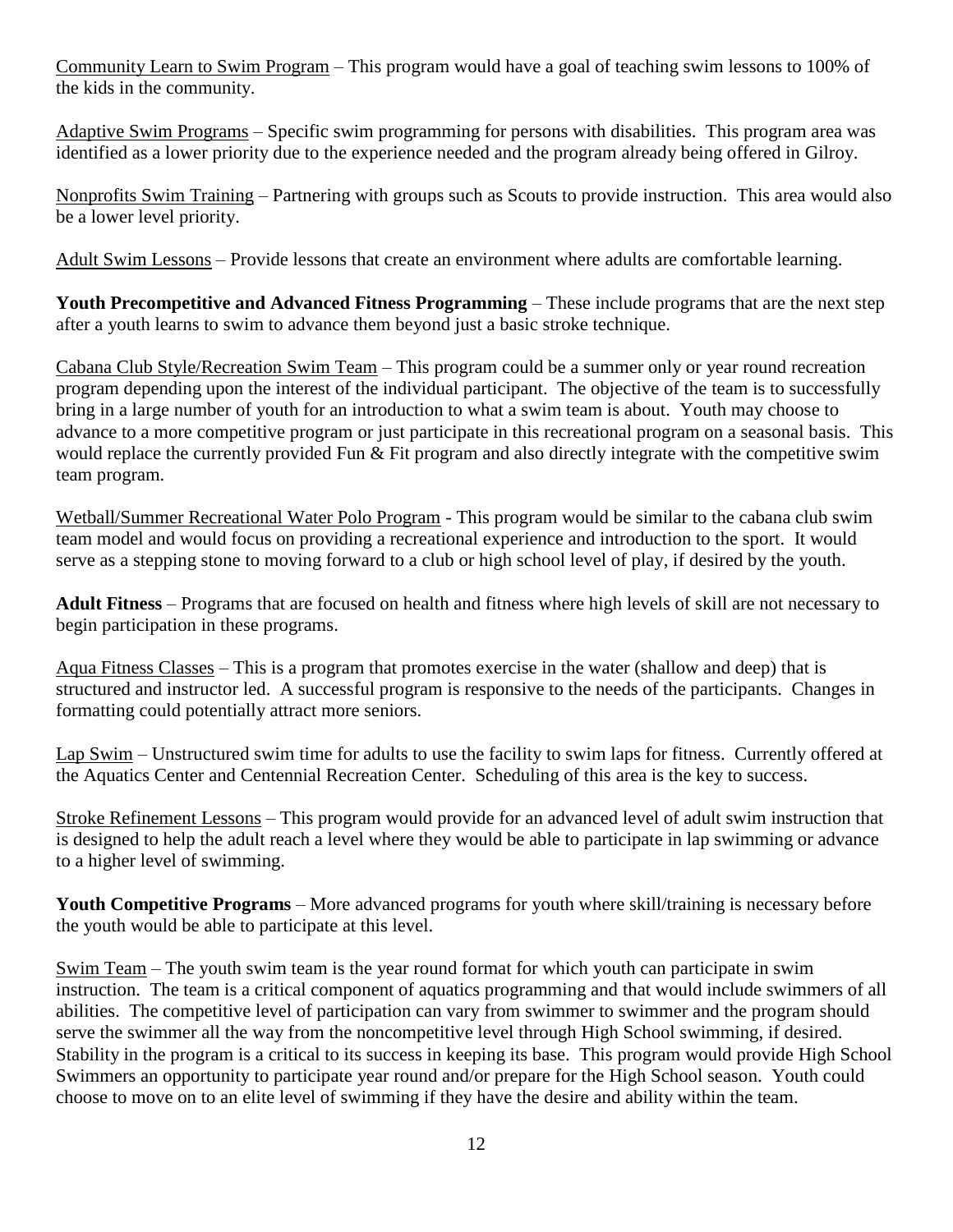Community Learn to Swim Program – This program would have a goal of teaching swim lessons to 100% of the kids in the community.

Adaptive Swim Programs – Specific swim programming for persons with disabilities. This program area was identified as a lower priority due to the experience needed and the program already being offered in Gilroy.

Nonprofits Swim Training – Partnering with groups such as Scouts to provide instruction. This area would also be a lower level priority.

Adult Swim Lessons – Provide lessons that create an environment where adults are comfortable learning.

**Youth Precompetitive and Advanced Fitness Programming** – These include programs that are the next step after a youth learns to swim to advance them beyond just a basic stroke technique.

Cabana Club Style/Recreation Swim Team – This program could be a summer only or year round recreation program depending upon the interest of the individual participant. The objective of the team is to successfully bring in a large number of youth for an introduction to what a swim team is about. Youth may choose to advance to a more competitive program or just participate in this recreational program on a seasonal basis. This would replace the currently provided Fun & Fit program and also directly integrate with the competitive swim team program.

Wetball/Summer Recreational Water Polo Program - This program would be similar to the cabana club swim team model and would focus on providing a recreational experience and introduction to the sport. It would serve as a stepping stone to moving forward to a club or high school level of play, if desired by the youth.

**Adult Fitness** – Programs that are focused on health and fitness where high levels of skill are not necessary to begin participation in these programs.

Aqua Fitness Classes – This is a program that promotes exercise in the water (shallow and deep) that is structured and instructor led. A successful program is responsive to the needs of the participants. Changes in formatting could potentially attract more seniors.

Lap Swim – Unstructured swim time for adults to use the facility to swim laps for fitness. Currently offered at the Aquatics Center and Centennial Recreation Center. Scheduling of this area is the key to success.

Stroke Refinement Lessons – This program would provide for an advanced level of adult swim instruction that is designed to help the adult reach a level where they would be able to participate in lap swimming or advance to a higher level of swimming.

**Youth Competitive Programs** – More advanced programs for youth where skill/training is necessary before the youth would be able to participate at this level.

Swim Team – The youth swim team is the year round format for which youth can participate in swim instruction. The team is a critical component of aquatics programming and that would include swimmers of all abilities. The competitive level of participation can vary from swimmer to swimmer and the program should serve the swimmer all the way from the noncompetitive level through High School swimming, if desired. Stability in the program is a critical to its success in keeping its base. This program would provide High School Swimmers an opportunity to participate year round and/or prepare for the High School season. Youth could choose to move on to an elite level of swimming if they have the desire and ability within the team.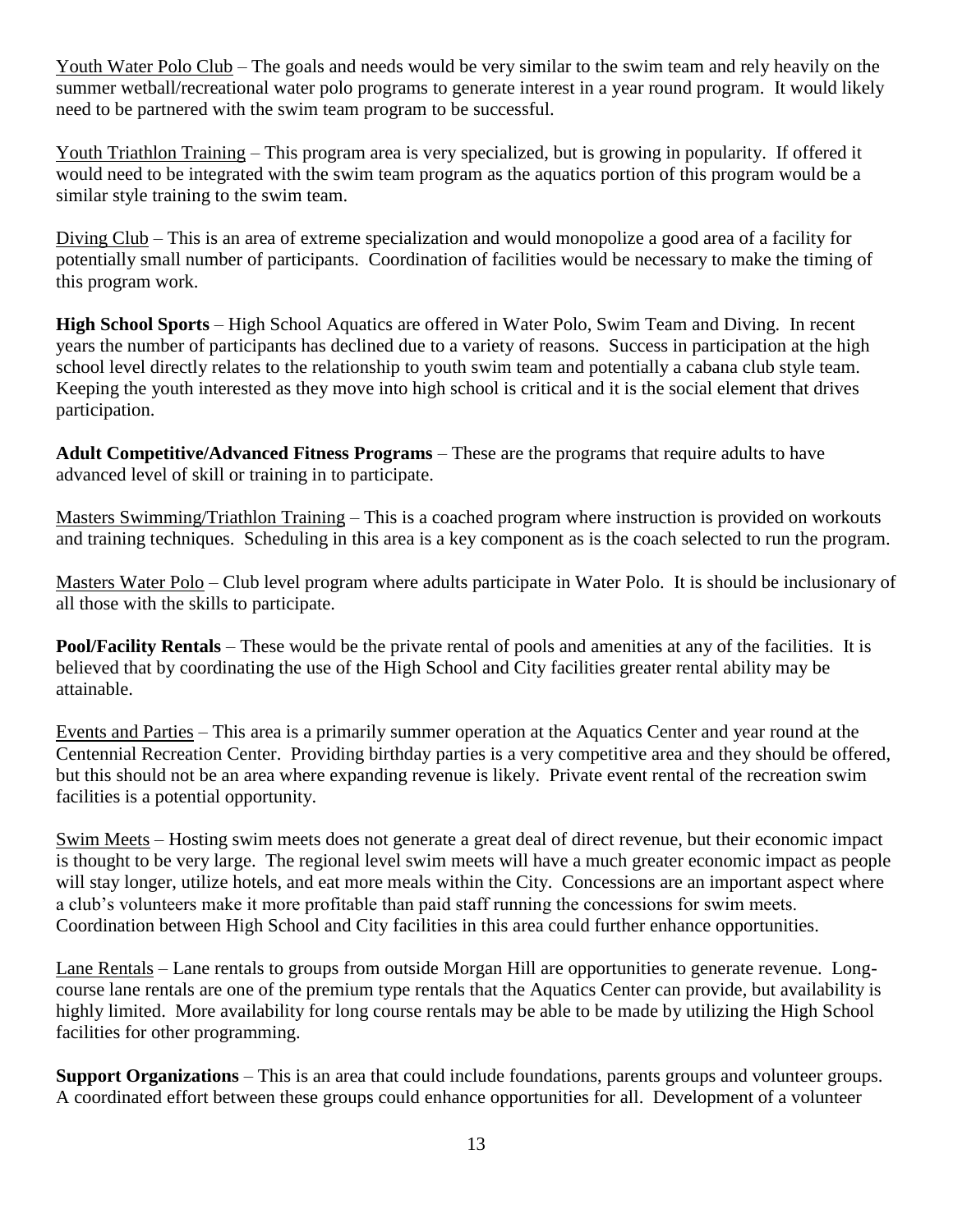Youth Water Polo Club – The goals and needs would be very similar to the swim team and rely heavily on the summer wetball/recreational water polo programs to generate interest in a year round program. It would likely need to be partnered with the swim team program to be successful.

Youth Triathlon Training – This program area is very specialized, but is growing in popularity. If offered it would need to be integrated with the swim team program as the aquatics portion of this program would be a similar style training to the swim team.

Diving Club – This is an area of extreme specialization and would monopolize a good area of a facility for potentially small number of participants. Coordination of facilities would be necessary to make the timing of this program work.

**High School Sports** – High School Aquatics are offered in Water Polo, Swim Team and Diving. In recent years the number of participants has declined due to a variety of reasons. Success in participation at the high school level directly relates to the relationship to youth swim team and potentially a cabana club style team. Keeping the youth interested as they move into high school is critical and it is the social element that drives participation.

**Adult Competitive/Advanced Fitness Programs** – These are the programs that require adults to have advanced level of skill or training in to participate.

Masters Swimming/Triathlon Training – This is a coached program where instruction is provided on workouts and training techniques. Scheduling in this area is a key component as is the coach selected to run the program.

Masters Water Polo – Club level program where adults participate in Water Polo. It is should be inclusionary of all those with the skills to participate.

**Pool/Facility Rentals** – These would be the private rental of pools and amenities at any of the facilities. It is believed that by coordinating the use of the High School and City facilities greater rental ability may be attainable.

Events and Parties – This area is a primarily summer operation at the Aquatics Center and year round at the Centennial Recreation Center. Providing birthday parties is a very competitive area and they should be offered, but this should not be an area where expanding revenue is likely. Private event rental of the recreation swim facilities is a potential opportunity.

Swim Meets – Hosting swim meets does not generate a great deal of direct revenue, but their economic impact is thought to be very large. The regional level swim meets will have a much greater economic impact as people will stay longer, utilize hotels, and eat more meals within the City. Concessions are an important aspect where a club's volunteers make it more profitable than paid staff running the concessions for swim meets. Coordination between High School and City facilities in this area could further enhance opportunities.

Lane Rentals – Lane rentals to groups from outside Morgan Hill are opportunities to generate revenue. Long-course lane rentals are one of the premium type rentals that the Aquatics Center can provide, but availability is highly limited. More availability for long course rentals may be able to be made by utilizing the High School facilities for other programming.

**Support Organizations** – This is an area that could include foundations, parents groups and volunteer groups. A coordinated effort between these groups could enhance opportunities for all. Development of a volunteer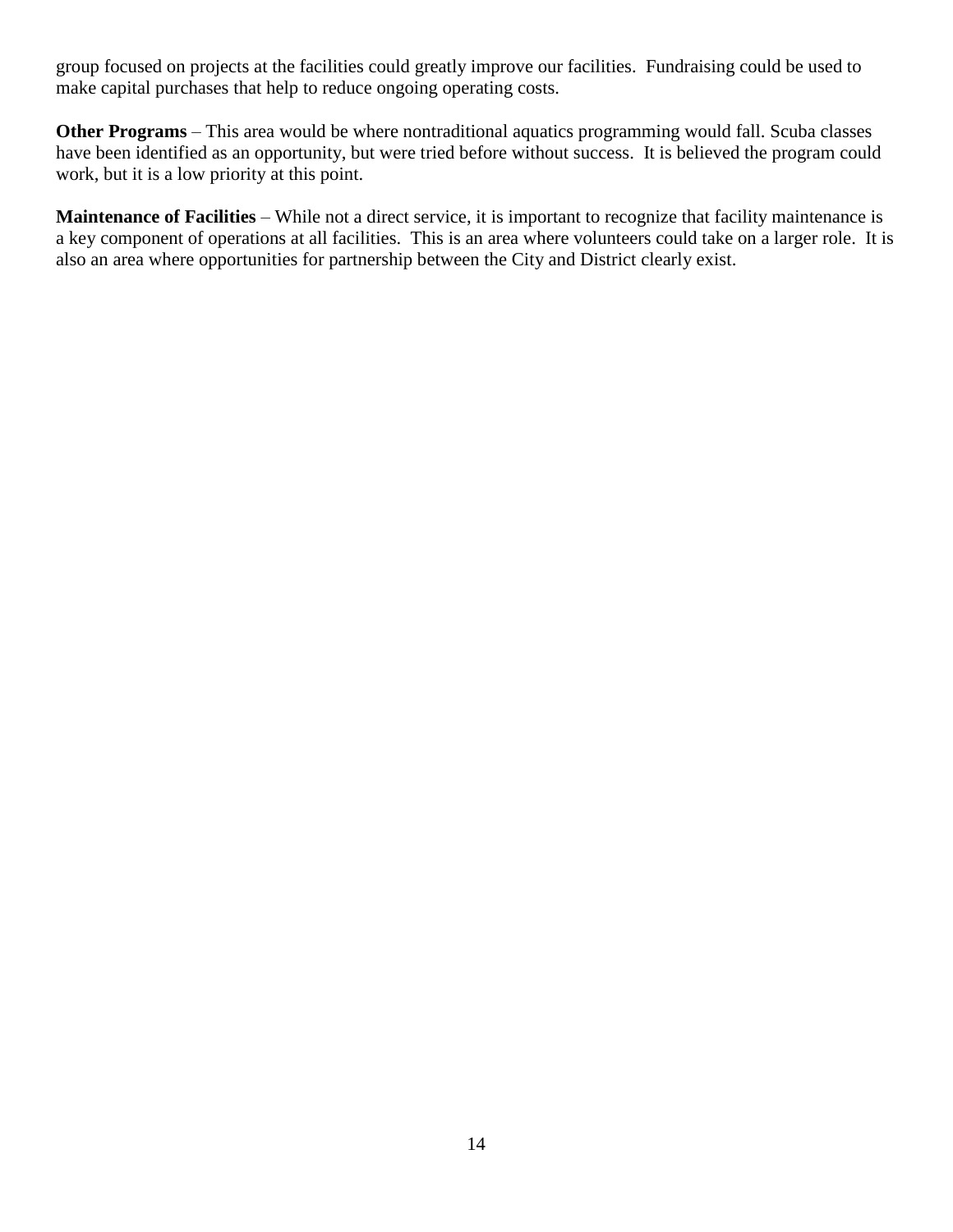group focused on projects at the facilities could greatly improve our facilities. Fundraising could be used to make capital purchases that help to reduce ongoing operating costs.

**Other Programs** – This area would be where nontraditional aquatics programming would fall. Scuba classes have been identified as an opportunity, but were tried before without success. It is believed the program could work, but it is a low priority at this point.

**Maintenance of Facilities** – While not a direct service, it is important to recognize that facility maintenance is a key component of operations at all facilities. This is an area where volunteers could take on a larger role. It is also an area where opportunities for partnership between the City and District clearly exist.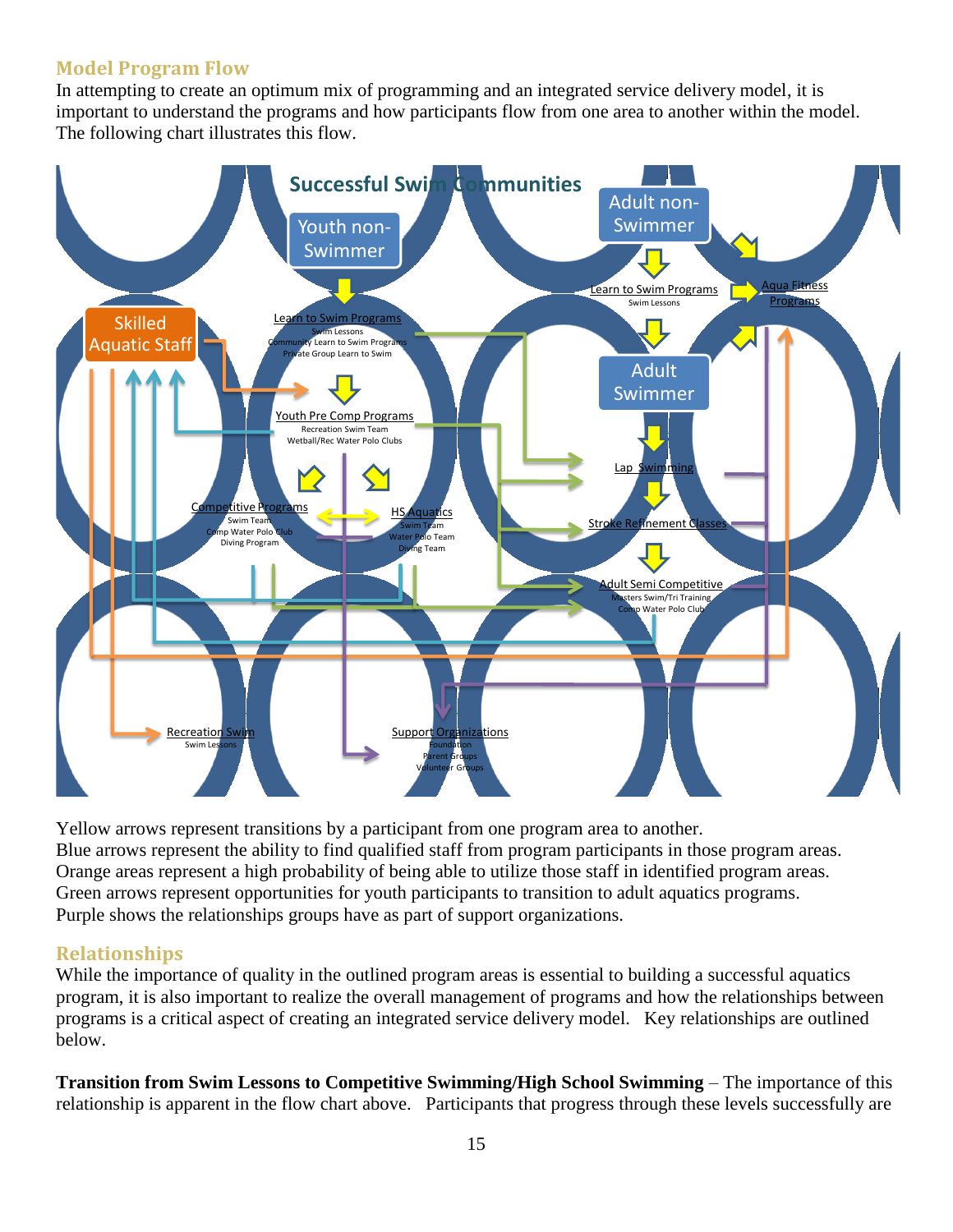## Model Program Flow

In attempting to create an optimum mix of programming and an integrated service delivery model, it is important to understand the programs and how participants flow from one area to another within the model. The following chart illustrates this flow.

**Successful Swim Communities**

- Youth non-Swimmer
- Adult non-Swimmer
- Skilled Aquatic Staff
- Learn to Swim Programs
  - Swim Lessons
  - Community Learn to Swim Programs
  - Private Group Learn to Swim
- Youth Pre Comp Programs
  - Recreation Swim Team
  - Wetball/Rec Water Polo Clubs
- Competitive Programs
  - Swim Team
  - Comp Water Polo Club
  - Diving Program
- HS Aquatics
  - Swim Team
  - Water Polo Team
  - Diving Team
- Learn to Swim Programs
  - Swim Lessons
- Aqua Fitness Programs
- Adult Swimmer
- Lap Swimming
- Stroke Refinement Classes
- Adult Semi Competitive
  - Masters Swim/Tri Training
  - Comp Water Polo Club
- Recreation Swim
  - Swim Lessons
- Support Organizations
  - Foundation
  - Parent Groups
  - Volunteer Groups

Yellow arrows represent transitions by a participant from one program area to another.
Blue arrows represent the ability to find qualified staff from program participants in those program areas.
Orange areas represent a high probability of being able to utilize those staff in identified program areas.
Green arrows represent opportunities for youth participants to transition to adult aquatics programs.
Purple shows the relationships groups have as part of support organizations.

## Relationships

While the importance of quality in the outlined program areas is essential to building a successful aquatics program, it is also important to realize the overall management of programs and how the relationships between programs is a critical aspect of creating an integrated service delivery model. Key relationships are outlined below.

**Transition from Swim Lessons to Competitive Swimming/High School Swimming** – The importance of this relationship is apparent in the flow chart above. Participants that progress through these levels successfully are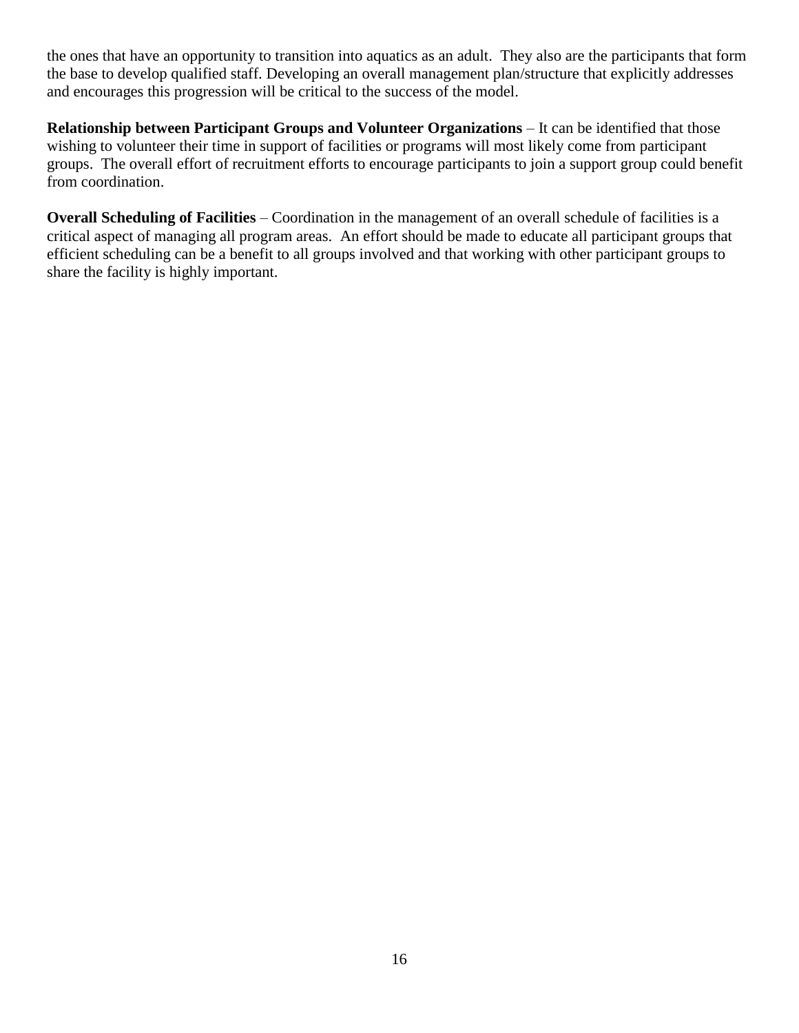the ones that have an opportunity to transition into aquatics as an adult. They also are the participants that form the base to develop qualified staff. Developing an overall management plan/structure that explicitly addresses and encourages this progression will be critical to the success of the model.

**Relationship between Participant Groups and Volunteer Organizations** – It can be identified that those wishing to volunteer their time in support of facilities or programs will most likely come from participant groups. The overall effort of recruitment efforts to encourage participants to join a support group could benefit from coordination.

**Overall Scheduling of Facilities** – Coordination in the management of an overall schedule of facilities is a critical aspect of managing all program areas. An effort should be made to educate all participant groups that efficient scheduling can be a benefit to all groups involved and that working with other participant groups to share the facility is highly important.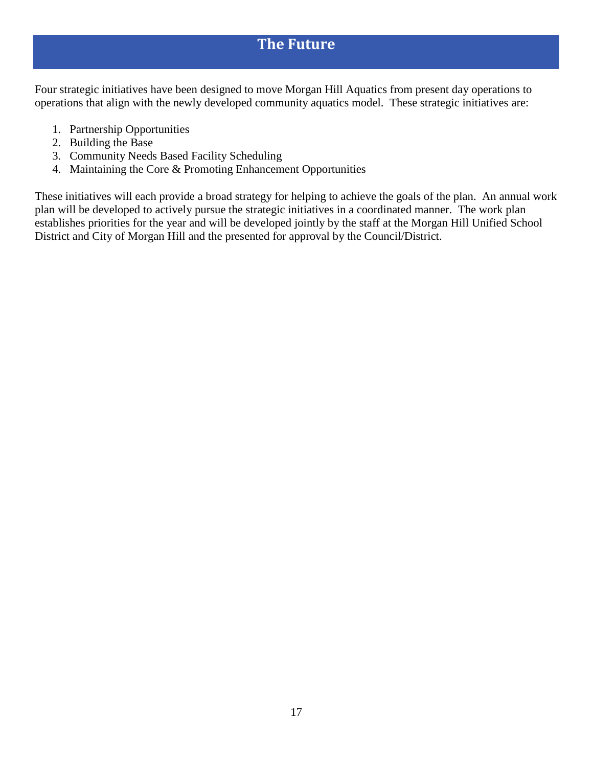# The Future

Four strategic initiatives have been designed to move Morgan Hill Aquatics from present day operations to operations that align with the newly developed community aquatics model. These strategic initiatives are:

1. Partnership Opportunities
2. Building the Base
3. Community Needs Based Facility Scheduling
4. Maintaining the Core & Promoting Enhancement Opportunities

These initiatives will each provide a broad strategy for helping to achieve the goals of the plan. An annual work plan will be developed to actively pursue the strategic initiatives in a coordinated manner. The work plan establishes priorities for the year and will be developed jointly by the staff at the Morgan Hill Unified School District and City of Morgan Hill and the presented for approval by the Council/District.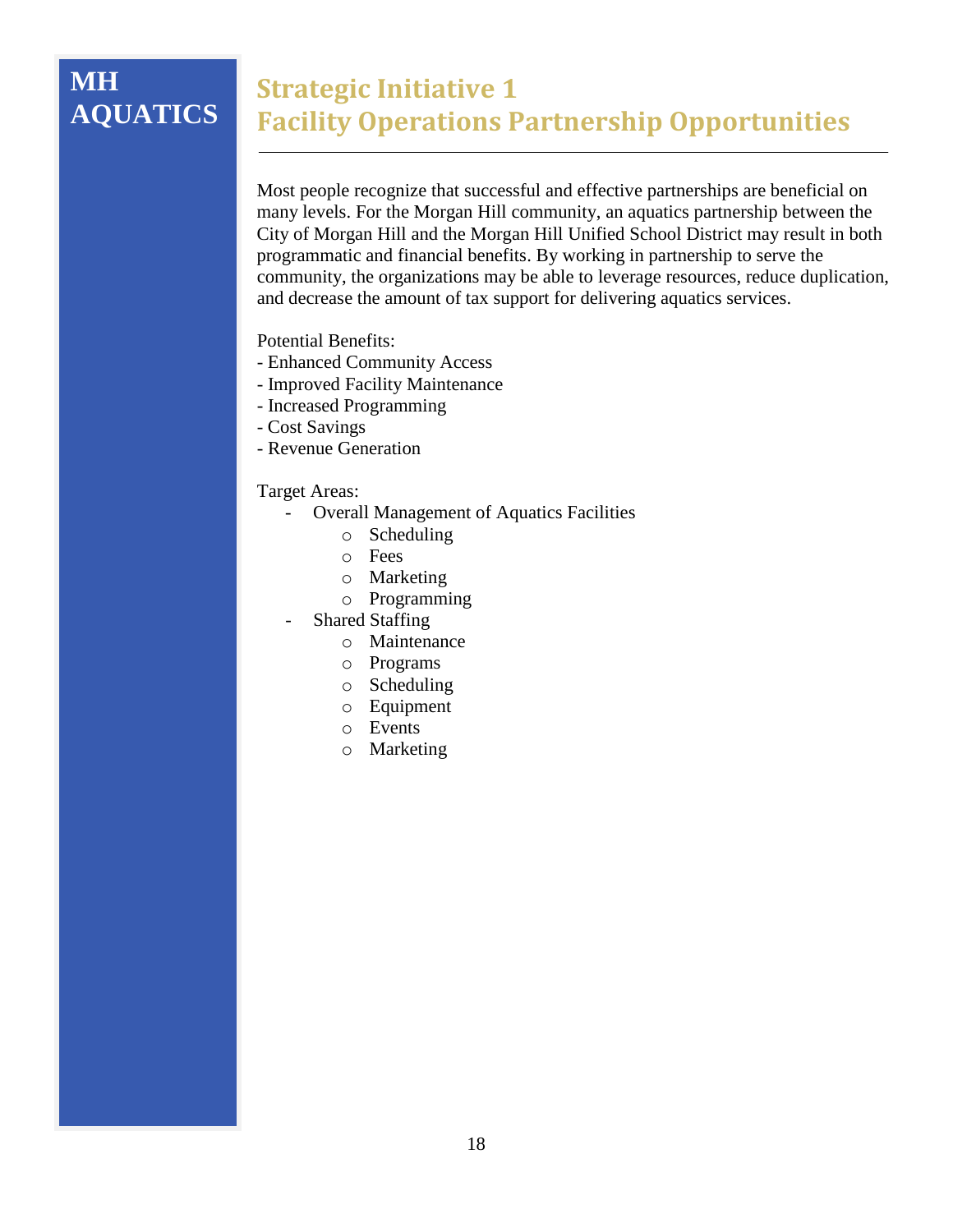**MH AQUATICS**

# Strategic Initiative 1
# Facility Operations Partnership Opportunities

Most people recognize that successful and effective partnerships are beneficial on many levels. For the Morgan Hill community, an aquatics partnership between the City of Morgan Hill and the Morgan Hill Unified School District may result in both programmatic and financial benefits. By working in partnership to serve the community, the organizations may be able to leverage resources, reduce duplication, and decrease the amount of tax support for delivering aquatics services.

Potential Benefits:

- Enhanced Community Access
- Improved Facility Maintenance
- Increased Programming
- Cost Savings
- Revenue Generation

Target Areas:

- Overall Management of Aquatics Facilities
    - Scheduling
    - Fees
    - Marketing
    - Programming
- Shared Staffing
    - Maintenance
    - Programs
    - Scheduling
    - Equipment
    - Events
    - Marketing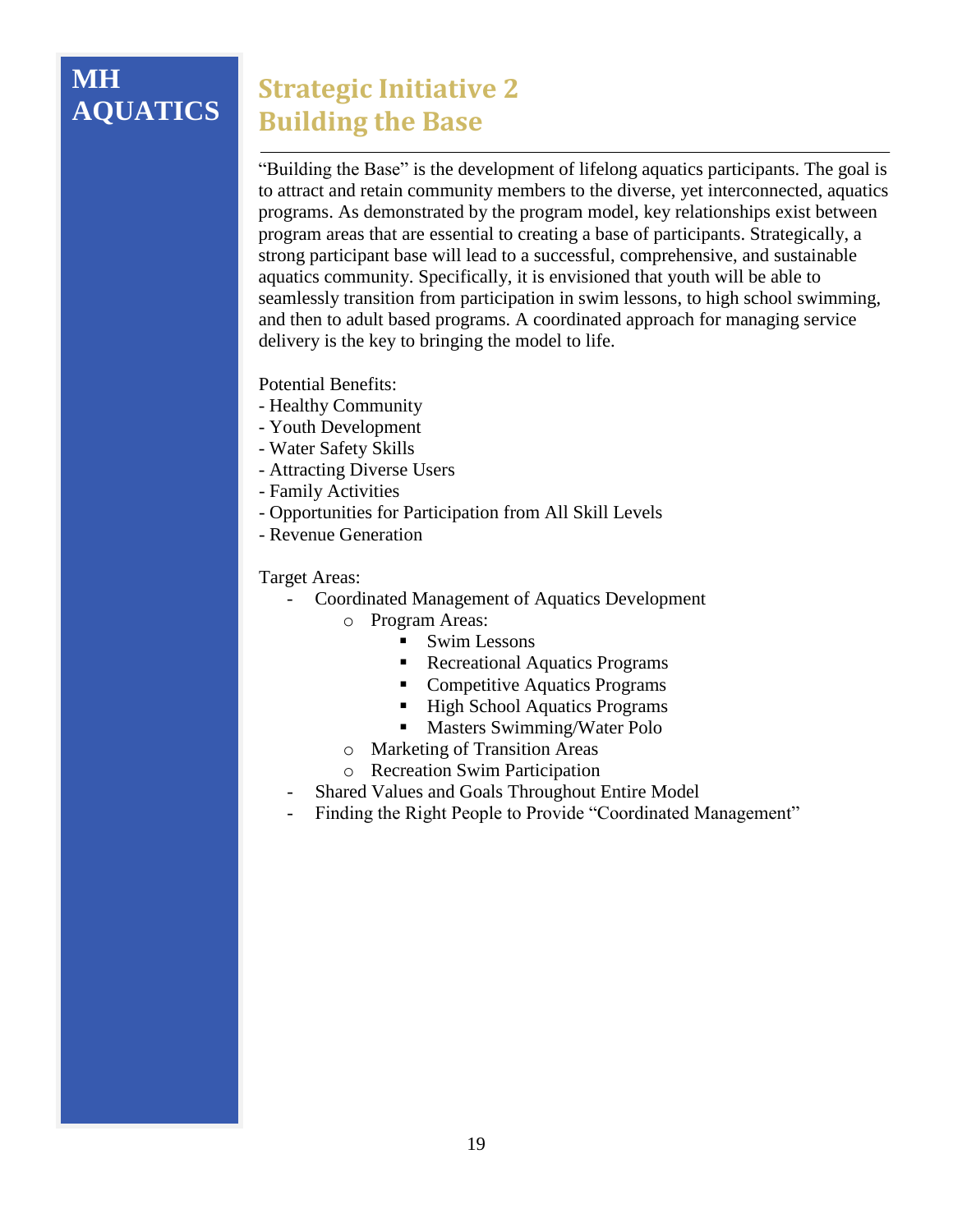**MH AQUATICS**

# Strategic Initiative 2
# Building the Base

"Building the Base" is the development of lifelong aquatics participants. The goal is to attract and retain community members to the diverse, yet interconnected, aquatics programs. As demonstrated by the program model, key relationships exist between program areas that are essential to creating a base of participants. Strategically, a strong participant base will lead to a successful, comprehensive, and sustainable aquatics community. Specifically, it is envisioned that youth will be able to seamlessly transition from participation in swim lessons, to high school swimming, and then to adult based programs. A coordinated approach for managing service delivery is the key to bringing the model to life.

Potential Benefits:
- Healthy Community
- Youth Development
- Water Safety Skills
- Attracting Diverse Users
- Family Activities
- Opportunities for Participation from All Skill Levels
- Revenue Generation

Target Areas:

- Coordinated Management of Aquatics Development
  - Program Areas:
    - Swim Lessons
    - Recreational Aquatics Programs
    - Competitive Aquatics Programs
    - High School Aquatics Programs
    - Masters Swimming/Water Polo
  - Marketing of Transition Areas
  - Recreation Swim Participation
- Shared Values and Goals Throughout Entire Model
- Finding the Right People to Provide "Coordinated Management"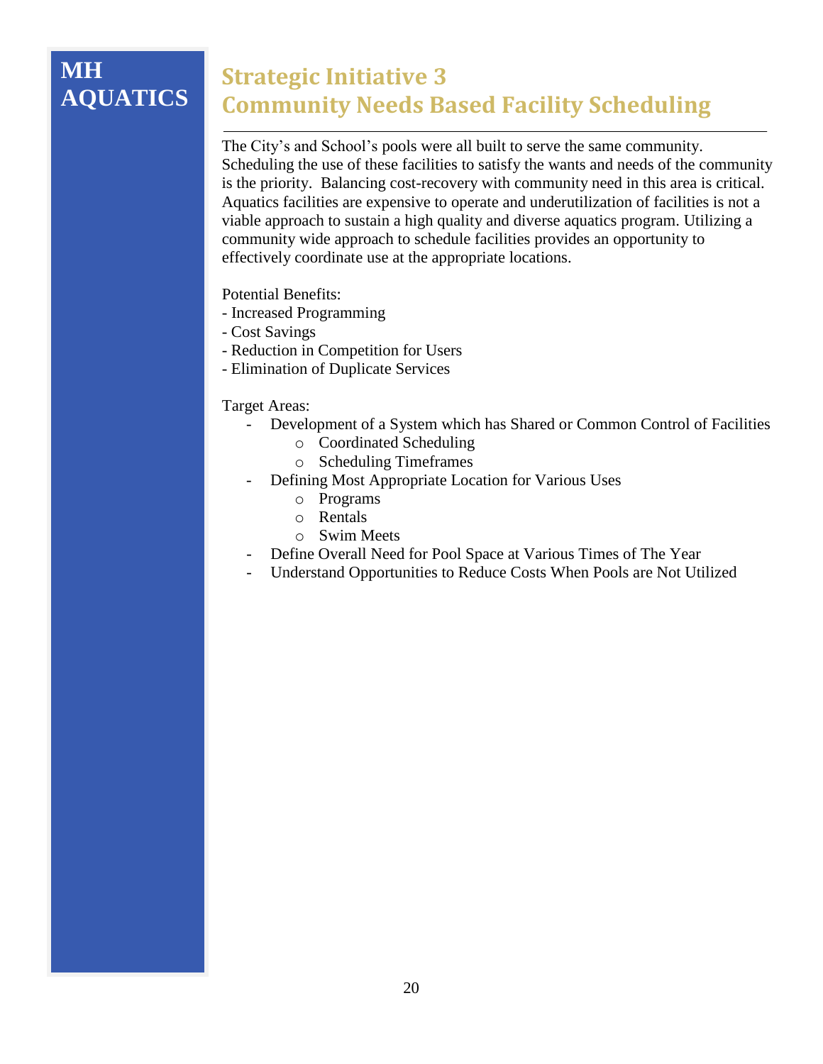**MH AQUATICS**

# Strategic Initiative 3
# Community Needs Based Facility Scheduling

The City's and School's pools were all built to serve the same community. Scheduling the use of these facilities to satisfy the wants and needs of the community is the priority. Balancing cost-recovery with community need in this area is critical. Aquatics facilities are expensive to operate and underutilization of facilities is not a viable approach to sustain a high quality and diverse aquatics program. Utilizing a community wide approach to schedule facilities provides an opportunity to effectively coordinate use at the appropriate locations.

Potential Benefits:

- Increased Programming
- Cost Savings
- Reduction in Competition for Users
- Elimination of Duplicate Services

Target Areas:

- Development of a System which has Shared or Common Control of Facilities
  - Coordinated Scheduling
  - Scheduling Timeframes
- Defining Most Appropriate Location for Various Uses
  - Programs
  - Rentals
  - Swim Meets
- Define Overall Need for Pool Space at Various Times of The Year
- Understand Opportunities to Reduce Costs When Pools are Not Utilized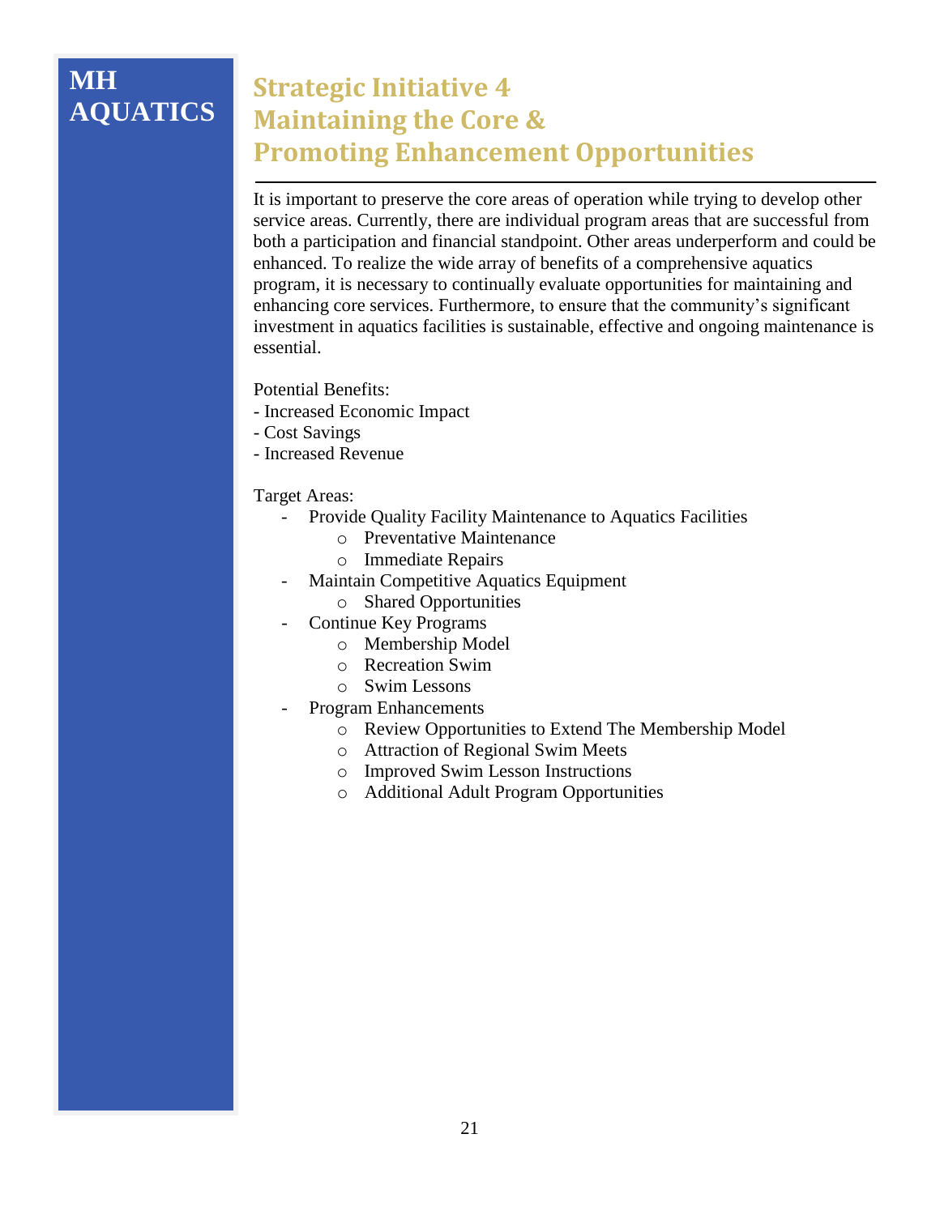**MH AQUATICS**

# Strategic Initiative 4
# Maintaining the Core & Promoting Enhancement Opportunities

---

It is important to preserve the core areas of operation while trying to develop other service areas. Currently, there are individual program areas that are successful from both a participation and financial standpoint. Other areas underperform and could be enhanced. To realize the wide array of benefits of a comprehensive aquatics program, it is necessary to continually evaluate opportunities for maintaining and enhancing core services. Furthermore, to ensure that the community's significant investment in aquatics facilities is sustainable, effective and ongoing maintenance is essential.

Potential Benefits:
- Increased Economic Impact
- Cost Savings
- Increased Revenue

Target Areas:
- Provide Quality Facility Maintenance to Aquatics Facilities
  - Preventative Maintenance
  - Immediate Repairs
- Maintain Competitive Aquatics Equipment
  - Shared Opportunities
- Continue Key Programs
  - Membership Model
  - Recreation Swim
  - Swim Lessons
- Program Enhancements
  - Review Opportunities to Extend The Membership Model
  - Attraction of Regional Swim Meets
  - Improved Swim Lesson Instructions
  - Additional Adult Program Opportunities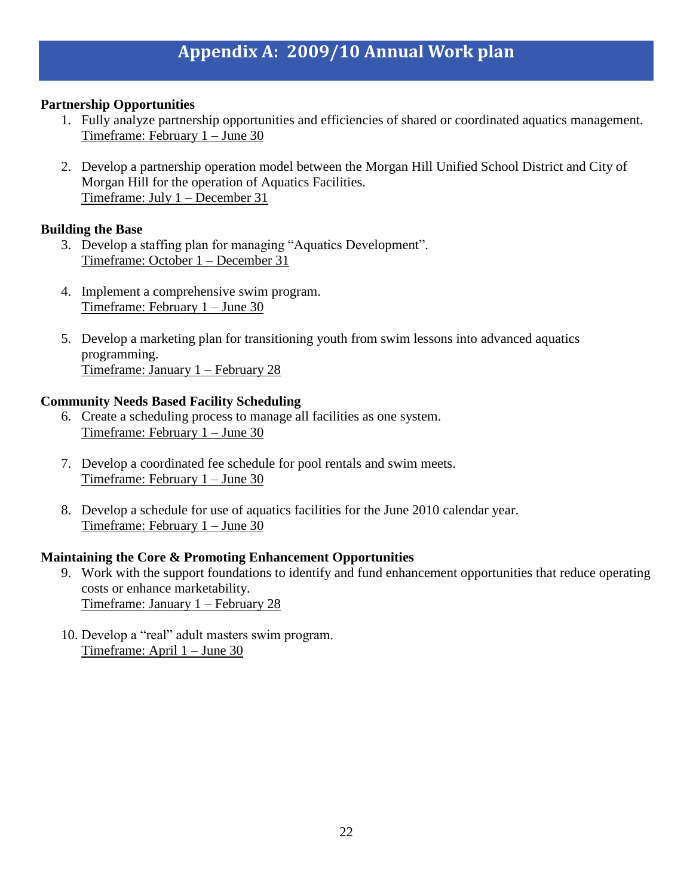# Appendix A: 2009/10 Annual Work plan

**Partnership Opportunities**

1. Fully analyze partnership opportunities and efficiencies of shared or coordinated aquatics management.
   Timeframe: February 1 – June 30

2. Develop a partnership operation model between the Morgan Hill Unified School District and City of Morgan Hill for the operation of Aquatics Facilities.
   Timeframe: July 1 – December 31

**Building the Base**

3. Develop a staffing plan for managing "Aquatics Development".
   Timeframe: October 1 – December 31

4. Implement a comprehensive swim program.
   Timeframe: February 1 – June 30

5. Develop a marketing plan for transitioning youth from swim lessons into advanced aquatics programming.
   Timeframe: January 1 – February 28

**Community Needs Based Facility Scheduling**

6. Create a scheduling process to manage all facilities as one system.
   Timeframe: February 1 – June 30

7. Develop a coordinated fee schedule for pool rentals and swim meets.
   Timeframe: February 1 – June 30

8. Develop a schedule for use of aquatics facilities for the June 2010 calendar year.
   Timeframe: February 1 – June 30

**Maintaining the Core & Promoting Enhancement Opportunities**

9. Work with the support foundations to identify and fund enhancement opportunities that reduce operating costs or enhance marketability.
   Timeframe: January 1 – February 28

10. Develop a "real" adult masters swim program.
    Timeframe: April 1 – June 30